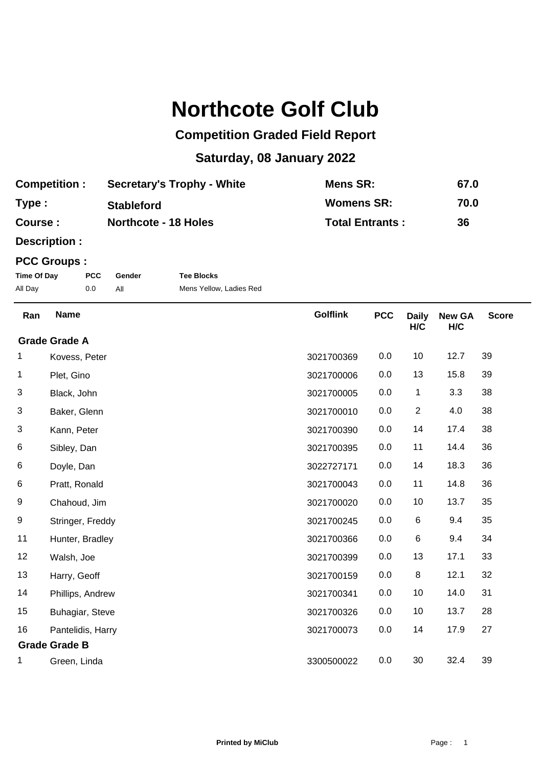# Northcote Golf Club

## Competition Graded Field Report

## Saturday, 08 January 2022

| | | | |
|---|---|---|---|
| **Competition :** | **Secretary's Trophy - White** | **Mens SR:** | **67.0** |
| **Type :** | **Stableford** | **Womens SR:** | **70.0** |
| **Course :** | **Northcote - 18 Holes** | **Total Entrants :** | **36** |
| **Description :** | | | |

**PCC Groups :**

| Time Of Day | PCC | Gender | Tee Blocks |
|---|---|---|---|
| All Day | 0.0 | All | Mens Yellow, Ladies Red |

| Ran | Name | Golflink | PCC | Daily H/C | New GA H/C | Score |
|---|---|---|---|---|---|---|
| **Grade Grade A** | | | | | | |
| 1 | Kovess, Peter | 3021700369 | 0.0 | 10 | 12.7 | 39 |
| 1 | Plet, Gino | 3021700006 | 0.0 | 13 | 15.8 | 39 |
| 3 | Black, John | 3021700005 | 0.0 | 1 | 3.3 | 38 |
| 3 | Baker, Glenn | 3021700010 | 0.0 | 2 | 4.0 | 38 |
| 3 | Kann, Peter | 3021700390 | 0.0 | 14 | 17.4 | 38 |
| 6 | Sibley, Dan | 3021700395 | 0.0 | 11 | 14.4 | 36 |
| 6 | Doyle, Dan | 3022727171 | 0.0 | 14 | 18.3 | 36 |
| 6 | Pratt, Ronald | 3021700043 | 0.0 | 11 | 14.8 | 36 |
| 9 | Chahoud, Jim | 3021700020 | 0.0 | 10 | 13.7 | 35 |
| 9 | Stringer, Freddy | 3021700245 | 0.0 | 6 | 9.4 | 35 |
| 11 | Hunter, Bradley | 3021700366 | 0.0 | 6 | 9.4 | 34 |
| 12 | Walsh, Joe | 3021700399 | 0.0 | 13 | 17.1 | 33 |
| 13 | Harry, Geoff | 3021700159 | 0.0 | 8 | 12.1 | 32 |
| 14 | Phillips, Andrew | 3021700341 | 0.0 | 10 | 14.0 | 31 |
| 15 | Buhagiar, Steve | 3021700326 | 0.0 | 10 | 13.7 | 28 |
| 16 | Pantelidis, Harry | 3021700073 | 0.0 | 14 | 17.9 | 27 |
| **Grade Grade B** | | | | | | |
| 1 | Green, Linda | 3300500022 | 0.0 | 30 | 32.4 | 39 |

Printed by MiClub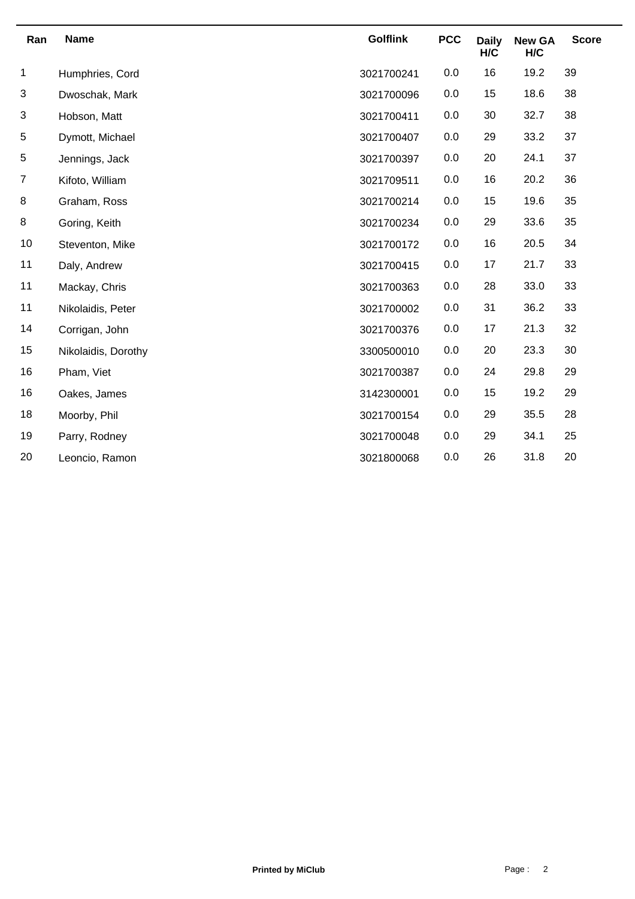| Ran | Name | Golflink | PCC | Daily H/C | New GA H/C | Score |
|---|---|---|---|---|---|---|
| 1 | Humphries, Cord | 3021700241 | 0.0 | 16 | 19.2 | 39 |
| 3 | Dwoschak, Mark | 3021700096 | 0.0 | 15 | 18.6 | 38 |
| 3 | Hobson, Matt | 3021700411 | 0.0 | 30 | 32.7 | 38 |
| 5 | Dymott, Michael | 3021700407 | 0.0 | 29 | 33.2 | 37 |
| 5 | Jennings, Jack | 3021700397 | 0.0 | 20 | 24.1 | 37 |
| 7 | Kifoto, William | 3021709511 | 0.0 | 16 | 20.2 | 36 |
| 8 | Graham, Ross | 3021700214 | 0.0 | 15 | 19.6 | 35 |
| 8 | Goring, Keith | 3021700234 | 0.0 | 29 | 33.6 | 35 |
| 10 | Steventon, Mike | 3021700172 | 0.0 | 16 | 20.5 | 34 |
| 11 | Daly, Andrew | 3021700415 | 0.0 | 17 | 21.7 | 33 |
| 11 | Mackay, Chris | 3021700363 | 0.0 | 28 | 33.0 | 33 |
| 11 | Nikolaidis, Peter | 3021700002 | 0.0 | 31 | 36.2 | 33 |
| 14 | Corrigan, John | 3021700376 | 0.0 | 17 | 21.3 | 32 |
| 15 | Nikolaidis, Dorothy | 3300500010 | 0.0 | 20 | 23.3 | 30 |
| 16 | Pham, Viet | 3021700387 | 0.0 | 24 | 29.8 | 29 |
| 16 | Oakes, James | 3142300001 | 0.0 | 15 | 19.2 | 29 |
| 18 | Moorby, Phil | 3021700154 | 0.0 | 29 | 35.5 | 28 |
| 19 | Parry, Rodney | 3021700048 | 0.0 | 29 | 34.1 | 25 |
| 20 | Leoncio, Ramon | 3021800068 | 0.0 | 26 | 31.8 | 20 |

**Printed by MiClub**